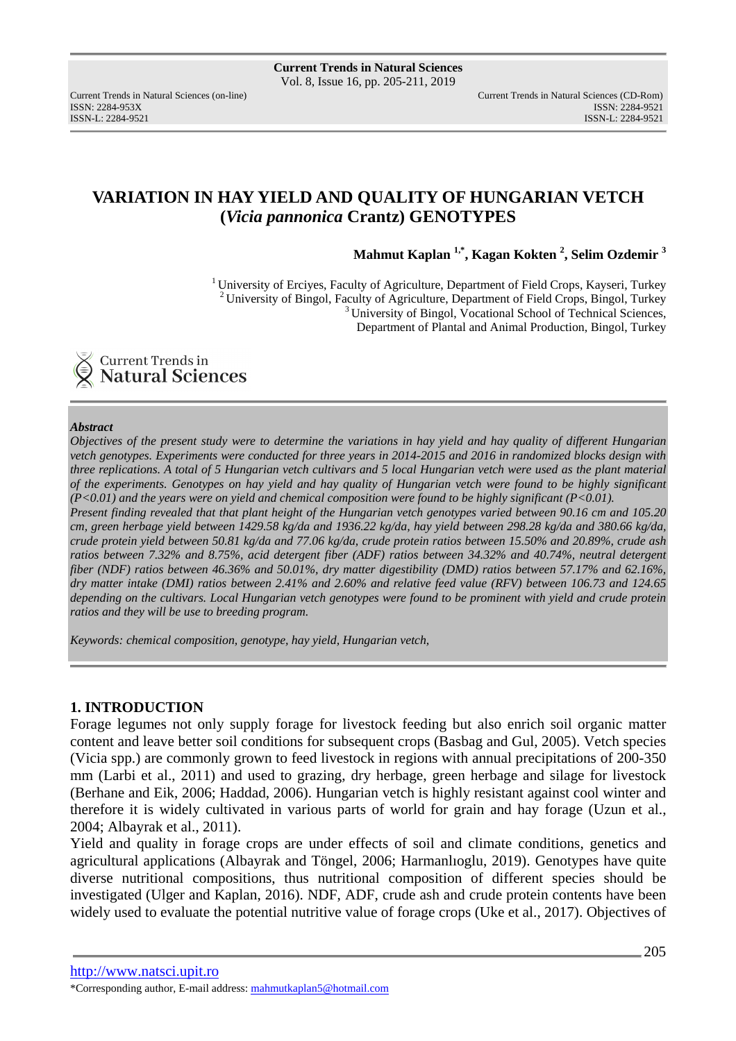# VARIATION IN HAY YIELD AND QUALITY OF HUNGARIAN VETCH (*Vicia pannonica* Crantz) GENOTYPES

**Mahmut Kaplan [1,*], Kagan Kokten [2], Selim Ozdemir [3]**

[1] University of Erciyes, Faculty of Agriculture, Department of Field Crops, Kayseri, Turkey
[2] University of Bingol, Faculty of Agriculture, Department of Field Crops, Bingol, Turkey
[3] University of Bingol, Vocational School of Technical Sciences, Department of Plantal and Animal Production, Bingol, Turkey

***Abstract***

*Objectives of the present study were to determine the variations in hay yield and hay quality of different Hungarian vetch genotypes. Experiments were conducted for three years in 2014-2015 and 2016 in randomized blocks design with three replications. A total of 5 Hungarian vetch cultivars and 5 local Hungarian vetch were used as the plant material of the experiments. Genotypes on hay yield and hay quality of Hungarian vetch were found to be highly significant ($P<0.01$) and the years were on yield and chemical composition were found to be highly significant ($P<0.01$).*

*Present finding revealed that that plant height of the Hungarian vetch genotypes varied between 90.16 cm and 105.20 cm, green herbage yield between 1429.58 kg/da and 1936.22 kg/da, hay yield between 298.28 kg/da and 380.66 kg/da, crude protein yield between 50.81 kg/da and 77.06 kg/da, crude protein ratios between 15.50% and 20.89%, crude ash ratios between 7.32% and 8.75%, acid detergent fiber (ADF) ratios between 34.32% and 40.74%, neutral detergent fiber (NDF) ratios between 46.36% and 50.01%, dry matter digestibility (DMD) ratios between 57.17% and 62.16%, dry matter intake (DMI) ratios between 2.41% and 2.60% and relative feed value (RFV) between 106.73 and 124.65 depending on the cultivars. Local Hungarian vetch genotypes were found to be prominent with yield and crude protein ratios and they will be use to breeding program.*

*Keywords: chemical composition, genotype, hay yield, Hungarian vetch,*

## 1. INTRODUCTION

Forage legumes not only supply forage for livestock feeding but also enrich soil organic matter content and leave better soil conditions for subsequent crops (Basbag and Gul, 2005). Vetch species (Vicia spp.) are commonly grown to feed livestock in regions with annual precipitations of 200-350 mm (Larbi et al., 2011) and used to grazing, dry herbage, green herbage and silage for livestock (Berhane and Eik, 2006; Haddad, 2006). Hungarian vetch is highly resistant against cool winter and therefore it is widely cultivated in various parts of world for grain and hay forage (Uzun et al., 2004; Albayrak et al., 2011).

Yield and quality in forage crops are under effects of soil and climate conditions, genetics and agricultural applications (Albayrak and Töngel, 2006; Harmanlıoglu, 2019). Genotypes have quite diverse nutritional compositions, thus nutritional composition of different species should be investigated (Ulger and Kaplan, 2016). NDF, ADF, crude ash and crude protein contents have been widely used to evaluate the potential nutritive value of forage crops (Uke et al., 2017). Objectives of

http://www.natsci.upit.ro

*Corresponding author, E-mail address: mahmutkaplan5@hotmail.com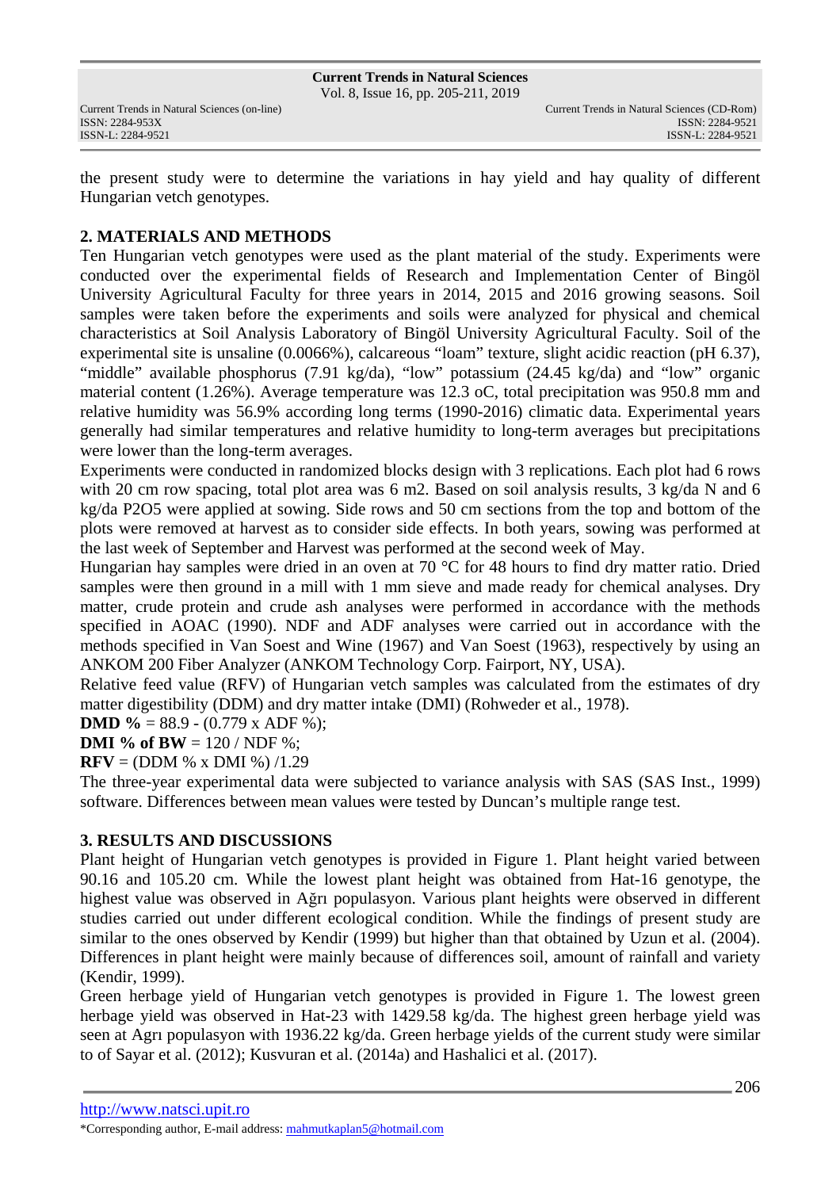the present study were to determine the variations in hay yield and hay quality of different Hungarian vetch genotypes.

## 2. MATERIALS AND METHODS

Ten Hungarian vetch genotypes were used as the plant material of the study. Experiments were conducted over the experimental fields of Research and Implementation Center of Bingöl University Agricultural Faculty for three years in 2014, 2015 and 2016 growing seasons. Soil samples were taken before the experiments and soils were analyzed for physical and chemical characteristics at Soil Analysis Laboratory of Bingöl University Agricultural Faculty. Soil of the experimental site is unsaline (0.0066%), calcareous "loam" texture, slight acidic reaction (pH 6.37), "middle" available phosphorus (7.91 kg/da), "low" potassium (24.45 kg/da) and "low" organic material content (1.26%). Average temperature was 12.3 oC, total precipitation was 950.8 mm and relative humidity was 56.9% according long terms (1990-2016) climatic data. Experimental years generally had similar temperatures and relative humidity to long-term averages but precipitations were lower than the long-term averages.

Experiments were conducted in randomized blocks design with 3 replications. Each plot had 6 rows with 20 cm row spacing, total plot area was 6 m2. Based on soil analysis results, 3 kg/da N and 6 kg/da $P_2O_5$ were applied at sowing. Side rows and 50 cm sections from the top and bottom of the plots were removed at harvest as to consider side effects. In both years, sowing was performed at the last week of September and Harvest was performed at the second week of May.

Hungarian hay samples were dried in an oven at 70 °C for 48 hours to find dry matter ratio. Dried samples were then ground in a mill with 1 mm sieve and made ready for chemical analyses. Dry matter, crude protein and crude ash analyses were performed in accordance with the methods specified in AOAC (1990). NDF and ADF analyses were carried out in accordance with the methods specified in Van Soest and Wine (1967) and Van Soest (1963), respectively by using an ANKOM 200 Fiber Analyzer (ANKOM Technology Corp. Fairport, NY, USA).

Relative feed value (RFV) of Hungarian vetch samples was calculated from the estimates of dry matter digestibility (DDM) and dry matter intake (DMI) (Rohweder et al., 1978).

**DMD %** = 88.9 - (0.779 x ADF %);

**DMI % of BW** = 120 / NDF %;

**RFV** = (DDM % x DMI %) /1.29

The three-year experimental data were subjected to variance analysis with SAS (SAS Inst., 1999) software. Differences between mean values were tested by Duncan's multiple range test.

## 3. RESULTS AND DISCUSSIONS

Plant height of Hungarian vetch genotypes is provided in Figure 1. Plant height varied between 90.16 and 105.20 cm. While the lowest plant height was obtained from Hat-16 genotype, the highest value was observed in Ağrı populasyon. Various plant heights were observed in different studies carried out under different ecological condition. While the findings of present study are similar to the ones observed by Kendir (1999) but higher than that obtained by Uzun et al. (2004). Differences in plant height were mainly because of differences soil, amount of rainfall and variety (Kendir, 1999).

Green herbage yield of Hungarian vetch genotypes is provided in Figure 1. The lowest green herbage yield was observed in Hat-23 with 1429.58 kg/da. The highest green herbage yield was seen at Agrı populasyon with 1936.22 kg/da. Green herbage yields of the current study were similar to of Sayar et al. (2012); Kusvuran et al. (2014a) and Hashalici et al. (2017).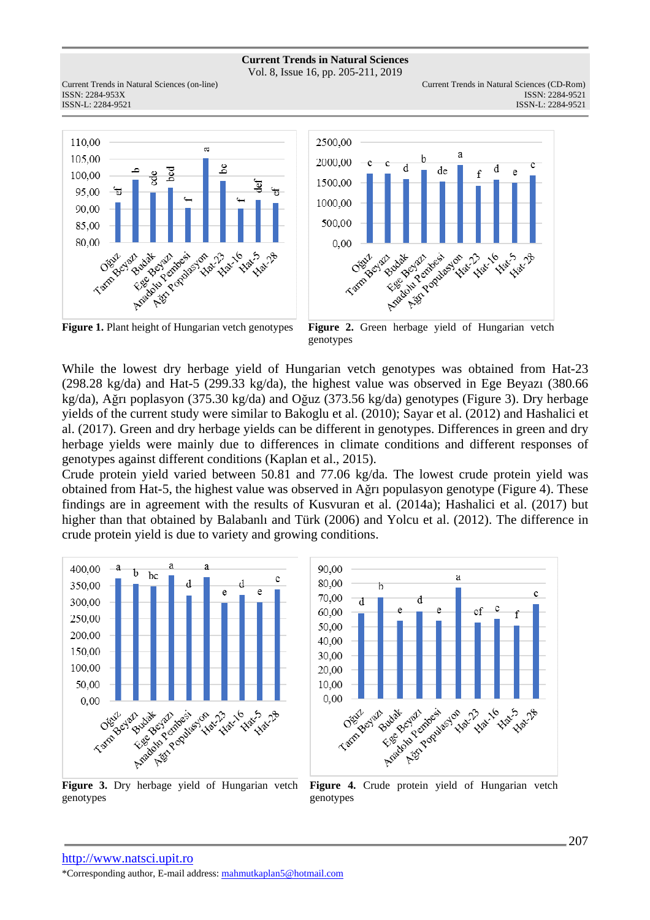**Figure 1.** Plant height of Hungarian vetch genotypes

**Figure 2.** Green herbage yield of Hungarian vetch genotypes

While the lowest dry herbage yield of Hungarian vetch genotypes was obtained from Hat-23 (298.28 kg/da) and Hat-5 (299.33 kg/da), the highest value was observed in Ege Beyazı (380.66 kg/da), Ağrı poplasyon (375.30 kg/da) and Oğuz (373.56 kg/da) genotypes (Figure 3). Dry herbage yields of the current study were similar to Bakoglu et al. (2010); Sayar et al. (2012) and Hashalici et al. (2017). Green and dry herbage yields can be different in genotypes. Differences in green and dry herbage yields were mainly due to differences in climate conditions and different responses of genotypes against different conditions (Kaplan et al., 2015).

Crude protein yield varied between 50.81 and 77.06 kg/da. The lowest crude protein yield was obtained from Hat-5, the highest value was observed in Ağrı populasyon genotype (Figure 4). These findings are in agreement with the results of Kusvuran et al. (2014a); Hashalici et al. (2017) but higher than that obtained by Balabanlı and Türk (2006) and Yolcu et al. (2012). The difference in crude protein yield is due to variety and growing conditions.

**Figure 3.** Dry herbage yield of Hungarian vetch genotypes

**Figure 4.** Crude protein yield of Hungarian vetch genotypes

http://www.natsci.upit.ro

*Corresponding author, E-mail address: mahmutkaplan5@hotmail.com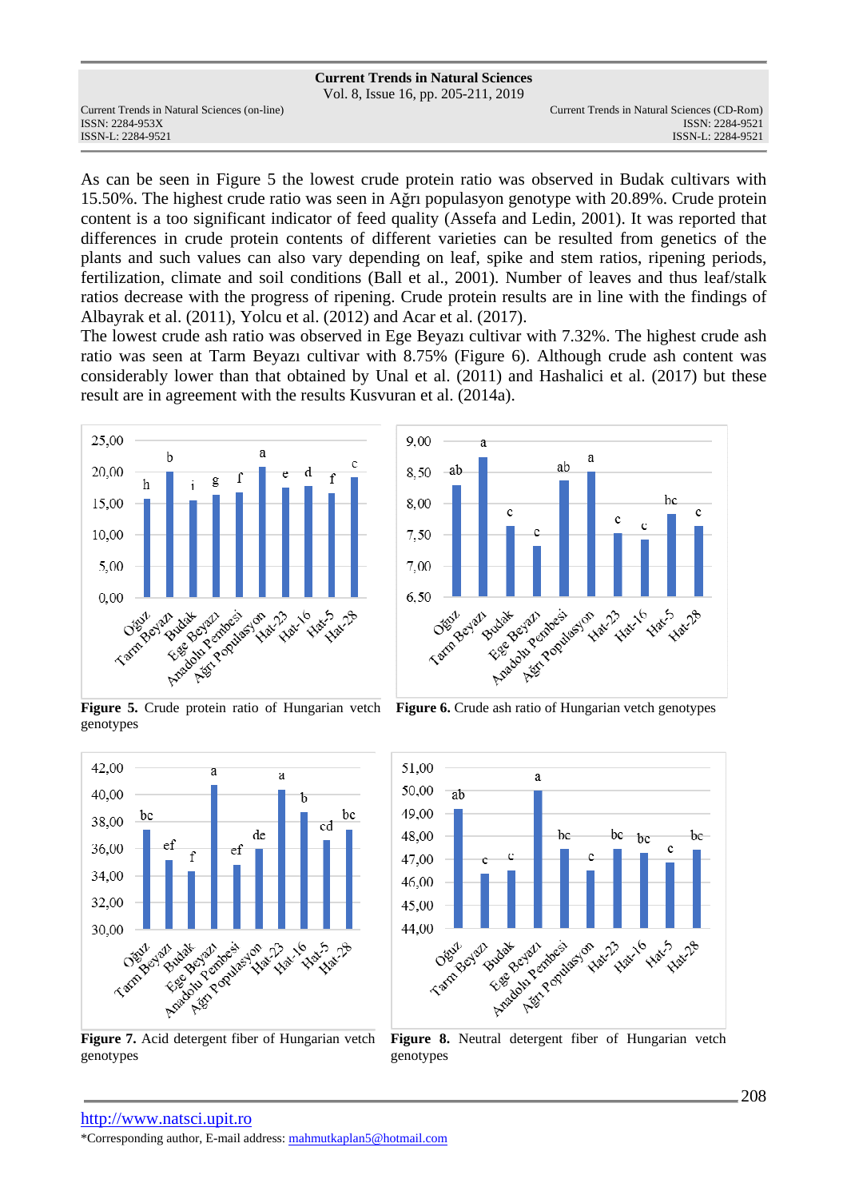As can be seen in Figure 5 the lowest crude protein ratio was observed in Budak cultivars with 15.50%. The highest crude ratio was seen in Ağrı populasyon genotype with 20.89%. Crude protein content is a too significant indicator of feed quality (Assefa and Ledin, 2001). It was reported that differences in crude protein contents of different varieties can be resulted from genetics of the plants and such values can also vary depending on leaf, spike and stem ratios, ripening periods, fertilization, climate and soil conditions (Ball et al., 2001). Number of leaves and thus leaf/stalk ratios decrease with the progress of ripening. Crude protein results are in line with the findings of Albayrak et al. (2011), Yolcu et al. (2012) and Acar et al. (2017).

The lowest crude ash ratio was observed in Ege Beyazı cultivar with 7.32%. The highest crude ash ratio was seen at Tarm Beyazı cultivar with 8.75% (Figure 6). Although crude ash content was considerably lower than that obtained by Unal et al. (2011) and Hashalici et al. (2017) but these result are in agreement with the results Kusvuran et al. (2014a).

**Figure 5.** Crude protein ratio of Hungarian vetch genotypes

**Figure 6.** Crude ash ratio of Hungarian vetch genotypes

**Figure 7.** Acid detergent fiber of Hungarian vetch genotypes

**Figure 8.** Neutral detergent fiber of Hungarian vetch genotypes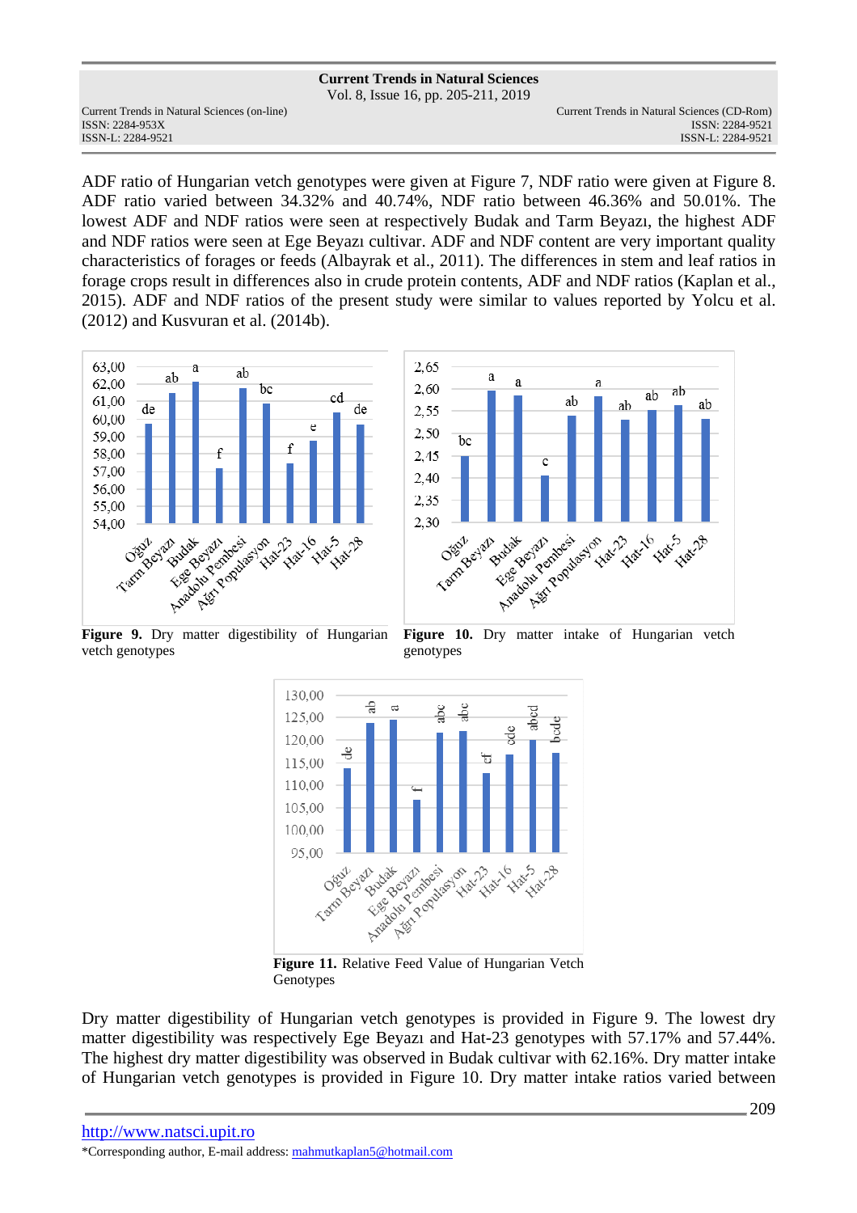ADF ratio of Hungarian vetch genotypes were given at Figure 7, NDF ratio were given at Figure 8. ADF ratio varied between 34.32% and 40.74%, NDF ratio between 46.36% and 50.01%. The lowest ADF and NDF ratios were seen at respectively Budak and Tarm Beyazı, the highest ADF and NDF ratios were seen at Ege Beyazı cultivar. ADF and NDF content are very important quality characteristics of forages or feeds (Albayrak et al., 2011). The differences in stem and leaf ratios in forage crops result in differences also in crude protein contents, ADF and NDF ratios (Kaplan et al., 2015). ADF and NDF ratios of the present study were similar to values reported by Yolcu et al. (2012) and Kusvuran et al. (2014b).

**Figure 9.** Dry matter digestibility of Hungarian vetch genotypes

**Figure 10.** Dry matter intake of Hungarian vetch genotypes

**Figure 11.** Relative Feed Value of Hungarian Vetch Genotypes

Dry matter digestibility of Hungarian vetch genotypes is provided in Figure 9. The lowest dry matter digestibility was respectively Ege Beyazı and Hat-23 genotypes with 57.17% and 57.44%. The highest dry matter digestibility was observed in Budak cultivar with 62.16%. Dry matter intake of Hungarian vetch genotypes is provided in Figure 10. Dry matter intake ratios varied between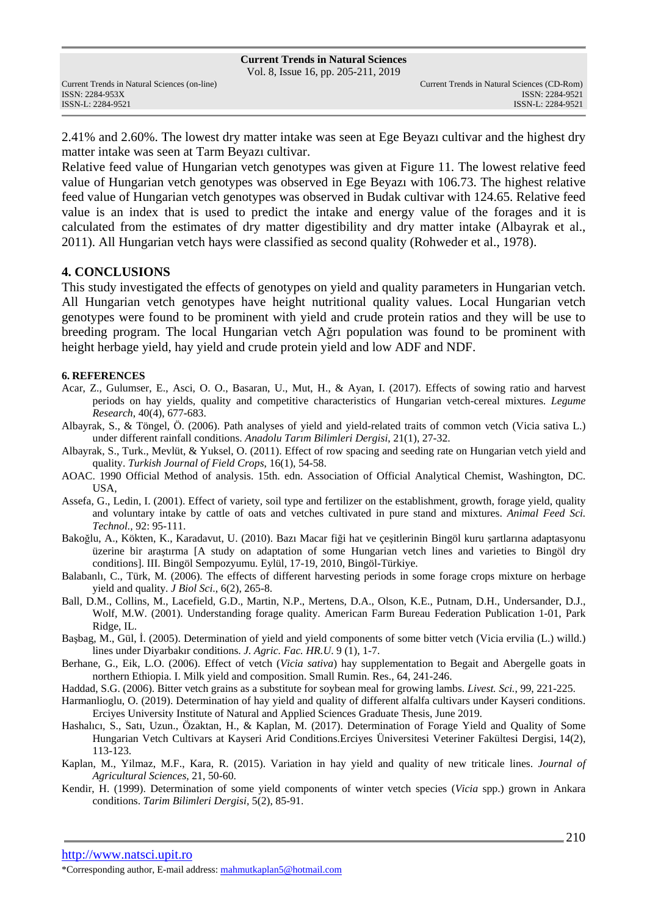2.41% and 2.60%. The lowest dry matter intake was seen at Ege Beyazı cultivar and the highest dry matter intake was seen at Tarm Beyazı cultivar.

Relative feed value of Hungarian vetch genotypes was given at Figure 11. The lowest relative feed value of Hungarian vetch genotypes was observed in Ege Beyazı with 106.73. The highest relative feed value of Hungarian vetch genotypes was observed in Budak cultivar with 124.65. Relative feed value is an index that is used to predict the intake and energy value of the forages and it is calculated from the estimates of dry matter digestibility and dry matter intake (Albayrak et al., 2011). All Hungarian vetch hays were classified as second quality (Rohweder et al., 1978).

## 4. CONCLUSIONS

This study investigated the effects of genotypes on yield and quality parameters in Hungarian vetch. All Hungarian vetch genotypes have height nutritional quality values. Local Hungarian vetch genotypes were found to be prominent with yield and crude protein ratios and they will be use to breeding program. The local Hungarian vetch Ağrı population was found to be prominent with height herbage yield, hay yield and crude protein yield and low ADF and NDF.

### 6. REFERENCES

Acar, Z., Gulumser, E., Asci, O. O., Basaran, U., Mut, H., & Ayan, I. (2017). Effects of sowing ratio and harvest periods on hay yields, quality and competitive characteristics of Hungarian vetch-cereal mixtures. *Legume Research*, 40(4), 677-683.

Albayrak, S., & Töngel, Ö. (2006). Path analyses of yield and yield-related traits of common vetch (Vicia sativa L.) under different rainfall conditions. *Anadolu Tarım Bilimleri Dergisi*, 21(1), 27-32.

Albayrak, S., Turk., Mevlüt, & Yuksel, O. (2011). Effect of row spacing and seeding rate on Hungarian vetch yield and quality. *Turkish Journal of Field Crops*, 16(1), 54-58.

AOAC. 1990 Official Method of analysis. 15th. edn. Association of Official Analytical Chemist, Washington, DC. USA,

Assefa, G., Ledin, I. (2001). Effect of variety, soil type and fertilizer on the establishment, growth, forage yield, quality and voluntary intake by cattle of oats and vetches cultivated in pure stand and mixtures. *Animal Feed Sci. Technol.*, 92: 95-111.

Bakoğlu, A., Kökten, K., Karadavut, U. (2010). Bazı Macar fiği hat ve çeşitlerinin Bingöl kuru şartlarına adaptasyonu üzerine bir araştırma [A study on adaptation of some Hungarian vetch lines and varieties to Bingöl dry conditions]. III. Bingöl Sempozyumu. Eylül, 17-19, 2010, Bingöl-Türkiye.

Balabanlı, C., Türk, M. (2006). The effects of different harvesting periods in some forage crops mixture on herbage yield and quality. *J Biol Sci*., 6(2), 265-8.

Ball, D.M., Collins, M., Lacefield, G.D., Martin, N.P., Mertens, D.A., Olson, K.E., Putnam, D.H., Undersander, D.J., Wolf, M.W. (2001). Understanding forage quality. American Farm Bureau Federation Publication 1-01, Park Ridge, IL.

Başbag, M., Gül, İ. (2005). Determination of yield and yield components of some bitter vetch (Vicia ervilia (L.) willd.) lines under Diyarbakır conditions. *J. Agric. Fac. HR.U.* 9 (1), 1-7.

Berhane, G., Eik, L.O. (2006). Effect of vetch (*Vicia sativa*) hay supplementation to Begait and Abergelle goats in northern Ethiopia. I. Milk yield and composition. Small Rumin. Res., 64, 241-246.

Haddad, S.G. (2006). Bitter vetch grains as a substitute for soybean meal for growing lambs. *Livest. Sci.*, 99, 221-225.

Harmanlioglu, O. (2019). Determination of hay yield and quality of different alfalfa cultivars under Kayseri conditions. Erciyes University Institute of Natural and Applied Sciences Graduate Thesis, June 2019.

Hashalıcı, S., Satı, Uzun., Özaktan, H., & Kaplan, M. (2017). Determination of Forage Yield and Quality of Some Hungarian Vetch Cultivars at Kayseri Arid Conditions.Erciyes Üniversitesi Veteriner Fakültesi Dergisi, 14(2), 113-123.

Kaplan, M., Yilmaz, M.F., Kara, R. (2015). Variation in hay yield and quality of new triticale lines. *Journal of Agricultural Sciences*, 21, 50-60.

Kendir, H. (1999). Determination of some yield components of winter vetch species (*Vicia* spp.) grown in Ankara conditions. *Tarim Bilimleri Dergisi*, 5(2), 85-91.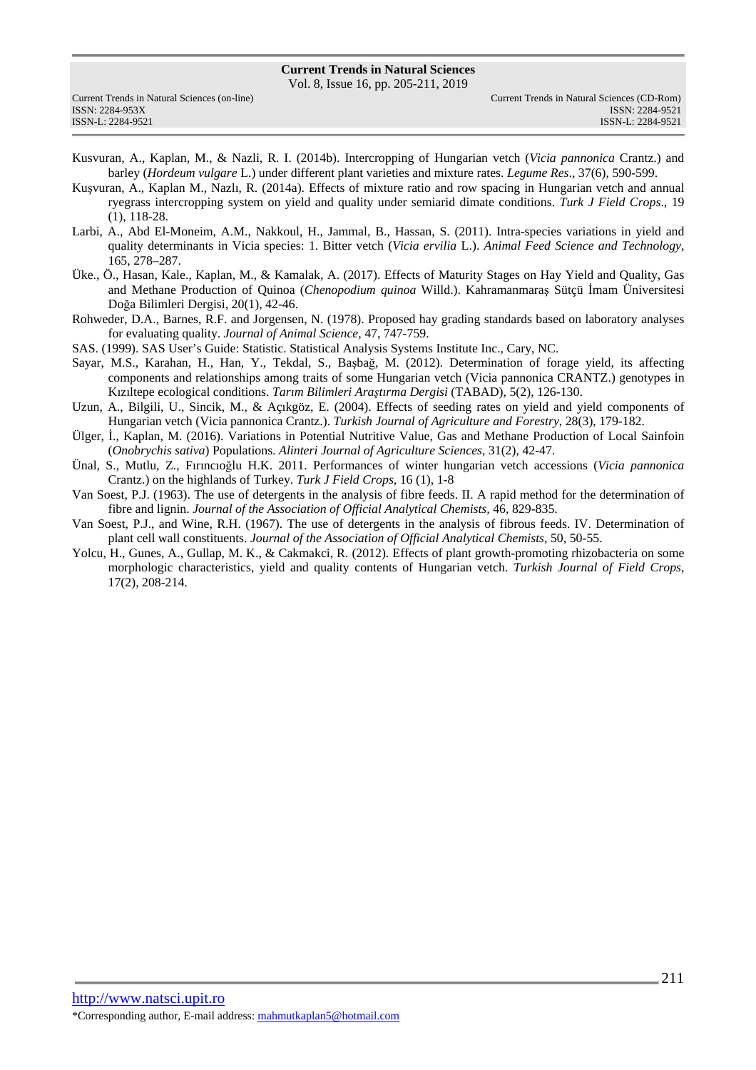Kusvuran, A., Kaplan, M., & Nazli, R. I. (2014b). Intercropping of Hungarian vetch (*Vicia pannonica* Crantz.) and barley (*Hordeum vulgare* L.) under different plant varieties and mixture rates. *Legume Res*., 37(6), 590-599.

Kuşvuran, A., Kaplan M., Nazlı, R. (2014a). Effects of mixture ratio and row spacing in Hungarian vetch and annual ryegrass intercropping system on yield and quality under semiarid dimate conditions. *Turk J Field Crops*., 19 (1), 118-28.

Larbi, A., Abd El-Moneim, A.M., Nakkoul, H., Jammal, B., Hassan, S. (2011). Intra-species variations in yield and quality determinants in Vicia species: 1. Bitter vetch (*Vicia ervilia* L.). *Animal Feed Science and Technology*, 165, 278–287.

Üke., Ö., Hasan, Kale., Kaplan, M., & Kamalak, A. (2017). Effects of Maturity Stages on Hay Yield and Quality, Gas and Methane Production of Quinoa (*Chenopodium quinoa* Willd.). Kahramanmaraş Sütçü İmam Üniversitesi Doğa Bilimleri Dergisi, 20(1), 42-46.

Rohweder, D.A., Barnes, R.F. and Jorgensen, N. (1978). Proposed hay grading standards based on laboratory analyses for evaluating quality. *Journal of Animal Science*, 47, 747-759.

SAS. (1999). SAS User's Guide: Statistic. Statistical Analysis Systems Institute Inc., Cary, NC.

Sayar, M.S., Karahan, H., Han, Y., Tekdal, S., Başbağ, M. (2012). Determination of forage yield, its affecting components and relationships among traits of some Hungarian vetch (Vicia pannonica CRANTZ.) genotypes in Kızıltepe ecological conditions. *Tarım Bilimleri Araştırma Dergisi* (TABAD), 5(2), 126-130.

Uzun, A., Bilgili, U., Sincik, M., & Açıkgöz, E. (2004). Effects of seeding rates on yield and yield components of Hungarian vetch (Vicia pannonica Crantz.). *Turkish Journal of Agriculture and Forestry*, 28(3), 179-182.

Ülger, İ., Kaplan, M. (2016). Variations in Potential Nutritive Value, Gas and Methane Production of Local Sainfoin (*Onobrychis sativa*) Populations. *Alinteri Journal of Agriculture Sciences*, 31(2), 42-47.

Ünal, S., Mutlu, Z., Fırıncıoğlu H.K. 2011. Performances of winter hungarian vetch accessions (*Vicia pannonica* Crantz.) on the highlands of Turkey. *Turk J Field Crops*, 16 (1), 1-8

Van Soest, P.J. (1963). The use of detergents in the analysis of fibre feeds. II. A rapid method for the determination of fibre and lignin. *Journal of the Association of Official Analytical Chemists*, 46, 829-835.

Van Soest, P.J., and Wine, R.H. (1967). The use of detergents in the analysis of fibrous feeds. IV. Determination of plant cell wall constituents. *Journal of the Association of Official Analytical Chemists*, 50, 50-55.

Yolcu, H., Gunes, A., Gullap, M. K., & Cakmakci, R. (2012). Effects of plant growth-promoting rhizobacteria on some morphologic characteristics, yield and quality contents of Hungarian vetch. *Turkish Journal of Field Crops*, 17(2), 208-214.

http://www.natsci.upit.ro

*Corresponding author, E-mail address: mahmutkaplan5@hotmail.com